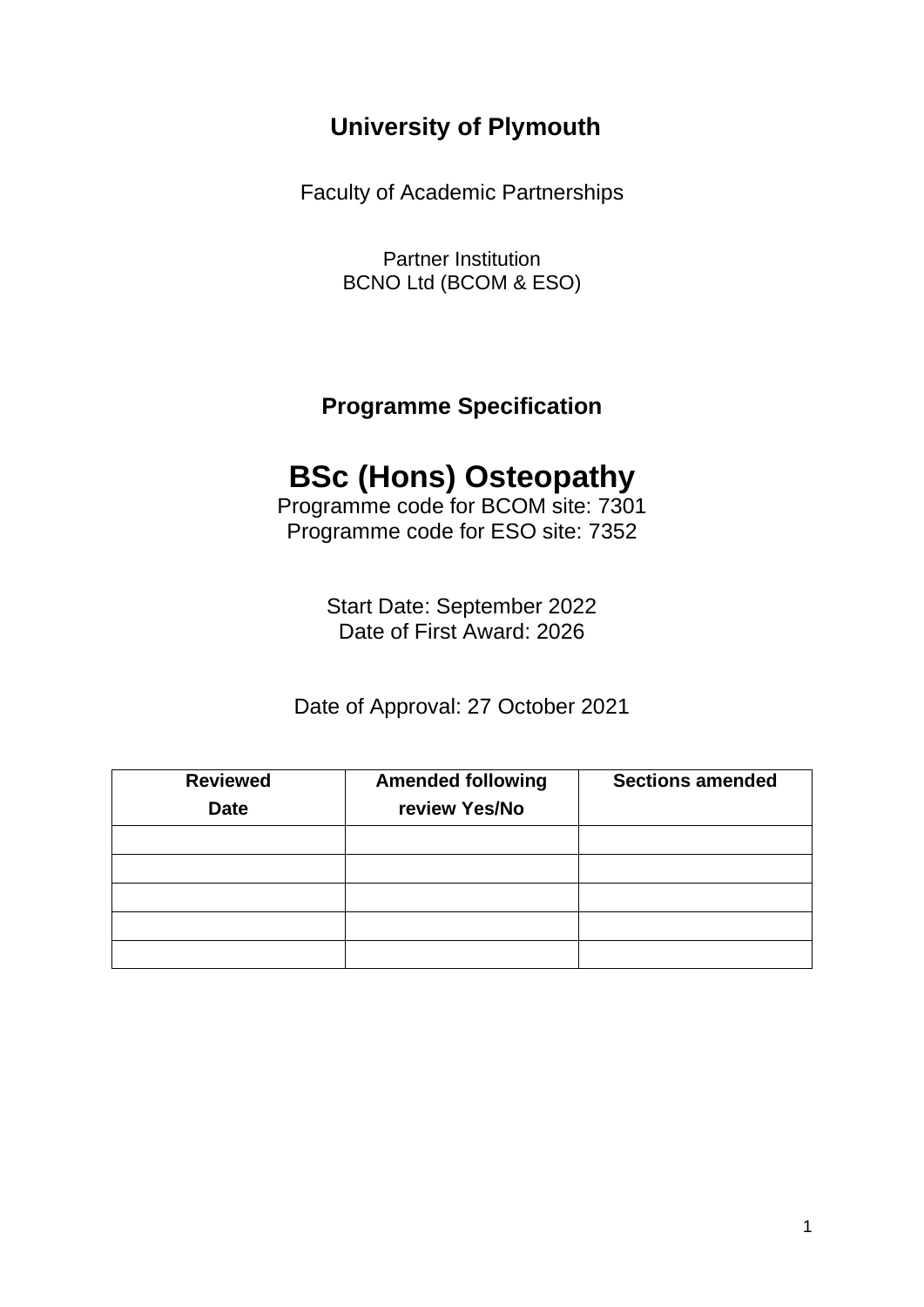**University of Plymouth**

Faculty of Academic Partnerships

Partner Institution
BCNO Ltd (BCOM & ESO)

**Programme Specification**

# BSc (Hons) Osteopathy

Programme code for BCOM site: 7301
Programme code for ESO site: 7352

Start Date: September 2022
Date of First Award: 2026

Date of Approval: 27 October 2021

| Reviewed Date | Amended following review Yes/No | Sections amended |
|---|---|---|
| | | |
| | | |
| | | |
| | | |
| | | |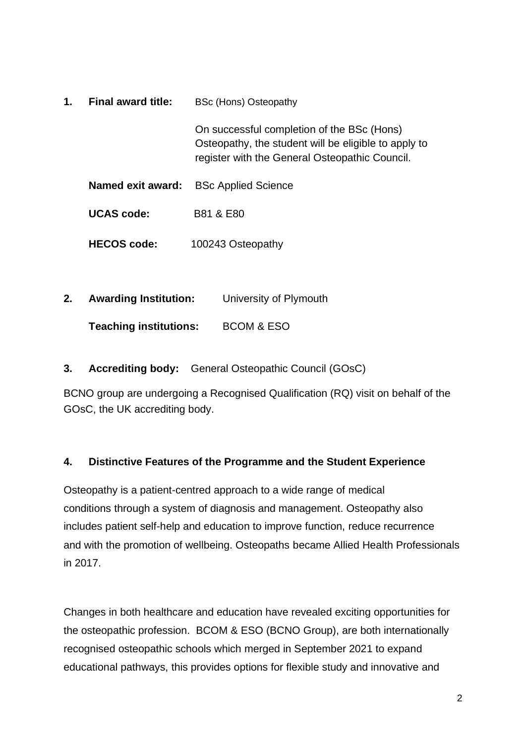1. **Final award title:** BSc (Hons) Osteopathy

   On successful completion of the BSc (Hons) Osteopathy, the student will be eligible to apply to register with the General Osteopathic Council.

   **Named exit award:** BSc Applied Science

   **UCAS code:** B81 & E80

   **HECOS code:** 100243 Osteopathy

2. **Awarding Institution:** University of Plymouth

   **Teaching institutions:** BCOM & ESO

3. **Accrediting body:** General Osteopathic Council (GOsC)

BCNO group are undergoing a Recognised Qualification (RQ) visit on behalf of the GOsC, the UK accrediting body.

## 4. Distinctive Features of the Programme and the Student Experience

Osteopathy is a patient-centred approach to a wide range of medical conditions through a system of diagnosis and management. Osteopathy also includes patient self-help and education to improve function, reduce recurrence and with the promotion of wellbeing. Osteopaths became Allied Health Professionals in 2017.

Changes in both healthcare and education have revealed exciting opportunities for the osteopathic profession. BCOM & ESO (BCNO Group), are both internationally recognised osteopathic schools which merged in September 2021 to expand educational pathways, this provides options for flexible study and innovative and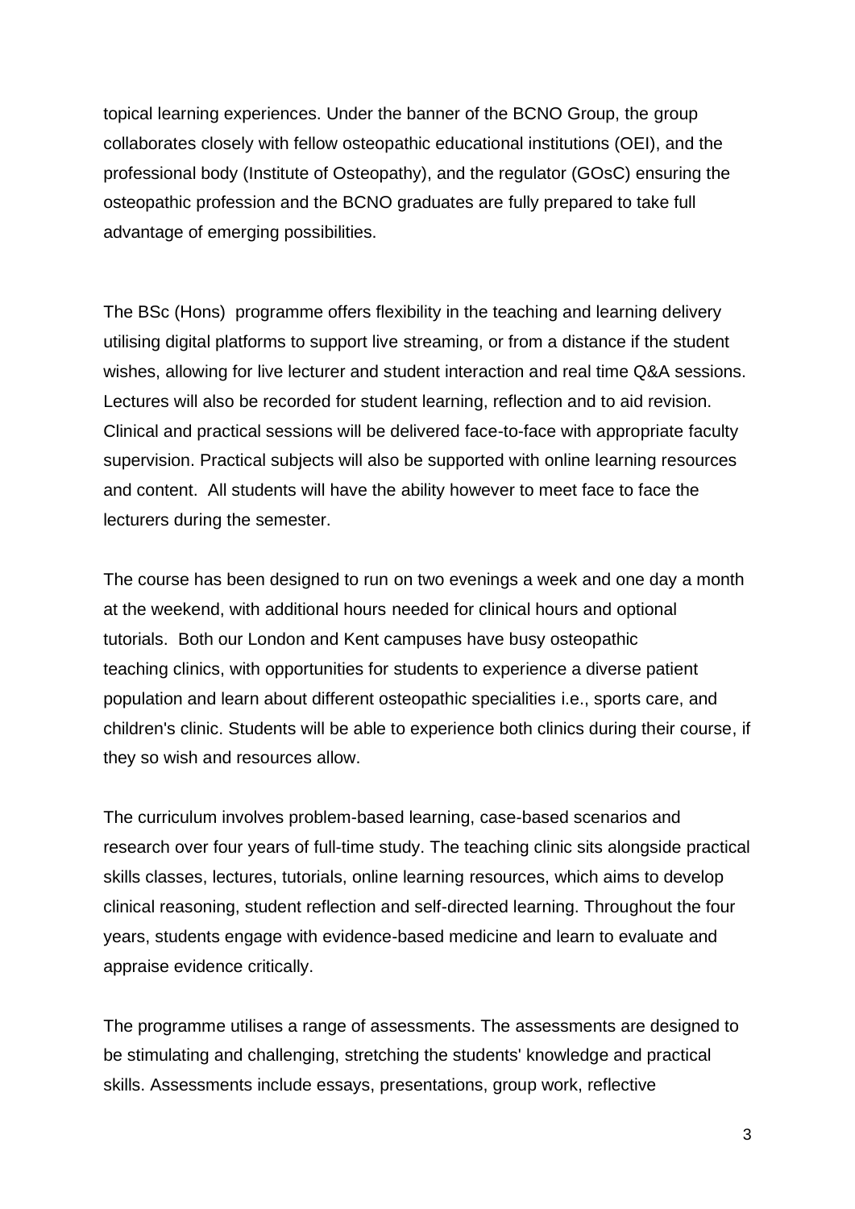topical learning experiences. Under the banner of the BCNO Group, the group collaborates closely with fellow osteopathic educational institutions (OEI), and the professional body (Institute of Osteopathy), and the regulator (GOsC) ensuring the osteopathic profession and the BCNO graduates are fully prepared to take full advantage of emerging possibilities.

The BSc (Hons) programme offers flexibility in the teaching and learning delivery utilising digital platforms to support live streaming, or from a distance if the student wishes, allowing for live lecturer and student interaction and real time Q&A sessions. Lectures will also be recorded for student learning, reflection and to aid revision. Clinical and practical sessions will be delivered face-to-face with appropriate faculty supervision. Practical subjects will also be supported with online learning resources and content. All students will have the ability however to meet face to face the lecturers during the semester.

The course has been designed to run on two evenings a week and one day a month at the weekend, with additional hours needed for clinical hours and optional tutorials. Both our London and Kent campuses have busy osteopathic teaching clinics, with opportunities for students to experience a diverse patient population and learn about different osteopathic specialities i.e., sports care, and children's clinic. Students will be able to experience both clinics during their course, if they so wish and resources allow.

The curriculum involves problem-based learning, case-based scenarios and research over four years of full-time study. The teaching clinic sits alongside practical skills classes, lectures, tutorials, online learning resources, which aims to develop clinical reasoning, student reflection and self-directed learning. Throughout the four years, students engage with evidence-based medicine and learn to evaluate and appraise evidence critically.

The programme utilises a range of assessments. The assessments are designed to be stimulating and challenging, stretching the students' knowledge and practical skills. Assessments include essays, presentations, group work, reflective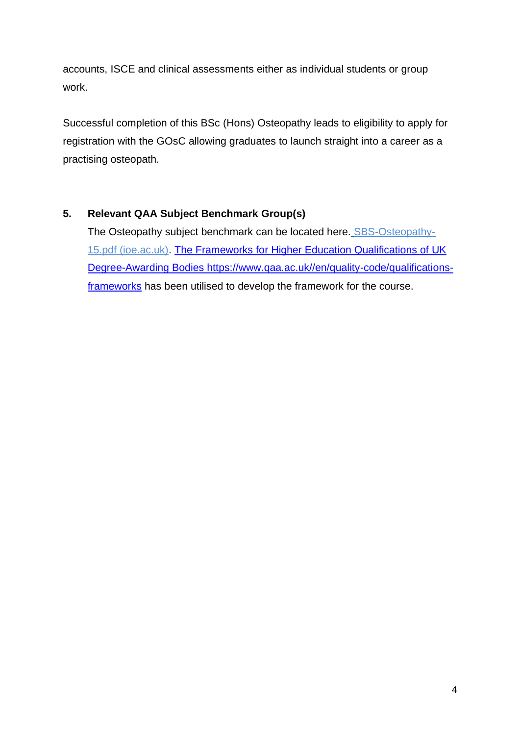accounts, ISCE and clinical assessments either as individual students or group work.

Successful completion of this BSc (Hons) Osteopathy leads to eligibility to apply for registration with the GOsC allowing graduates to launch straight into a career as a practising osteopath.

## 5. Relevant QAA Subject Benchmark Group(s)

The Osteopathy subject benchmark can be located here. SBS-Osteopathy-15.pdf (ioe.ac.uk). The Frameworks for Higher Education Qualifications of UK Degree-Awarding Bodies https://www.qaa.ac.uk//en/quality-code/qualifications-frameworks has been utilised to develop the framework for the course.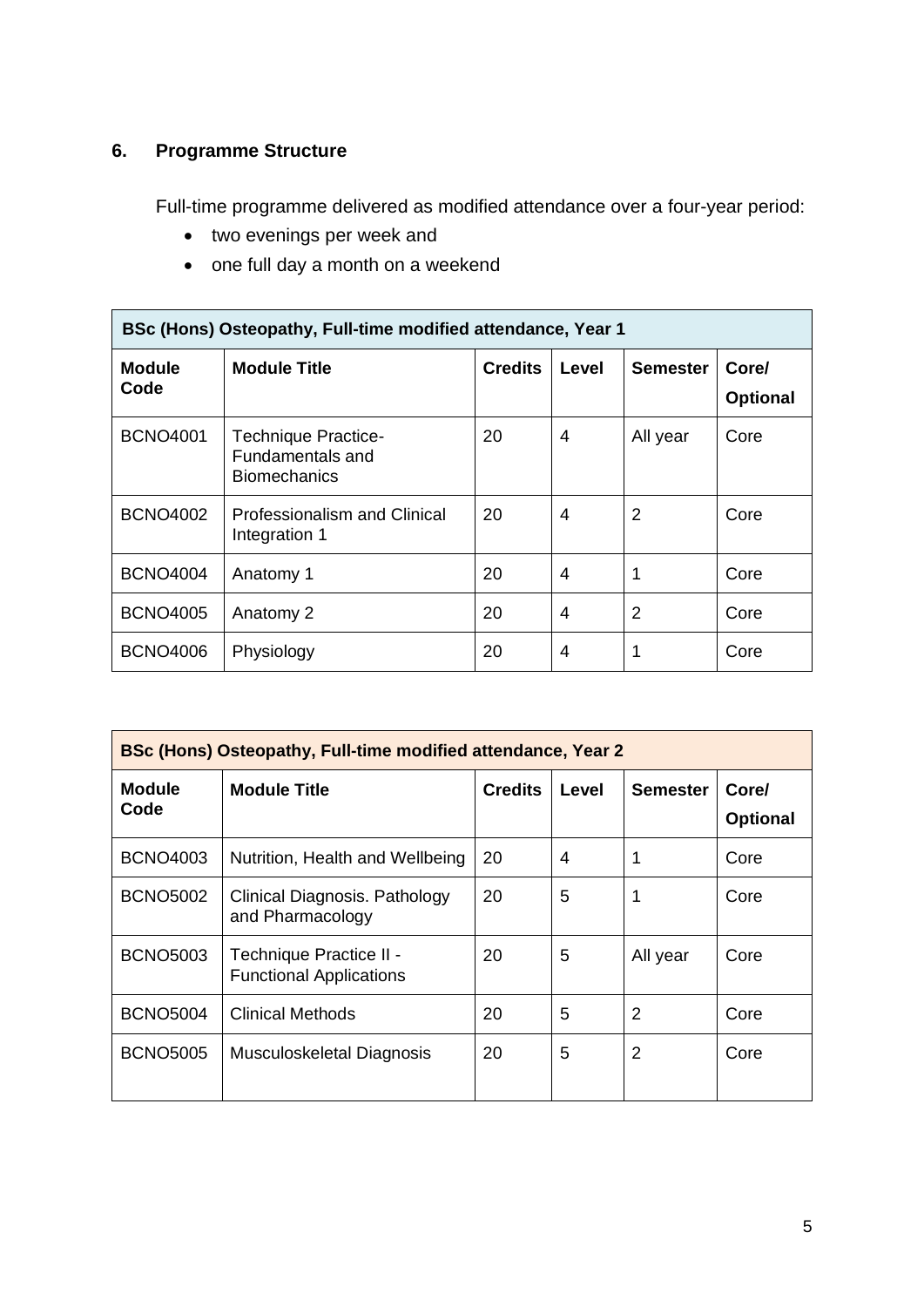## 6. Programme Structure

Full-time programme delivered as modified attendance over a four-year period:

- two evenings per week and
- one full day a month on a weekend

| BSc (Hons) Osteopathy, Full-time modified attendance, Year 1 | | | | | |
|---|---|---|---|---|---|
| **Module Code** | **Module Title** | **Credits** | **Level** | **Semester** | **Core/ Optional** |
| BCNO4001 | Technique Practice- Fundamentals and Biomechanics | 20 | 4 | All year | Core |
| BCNO4002 | Professionalism and Clinical Integration 1 | 20 | 4 | 2 | Core |
| BCNO4004 | Anatomy 1 | 20 | 4 | 1 | Core |
| BCNO4005 | Anatomy 2 | 20 | 4 | 2 | Core |
| BCNO4006 | Physiology | 20 | 4 | 1 | Core |

| BSc (Hons) Osteopathy, Full-time modified attendance, Year 2 | | | | | |
|---|---|---|---|---|---|
| **Module Code** | **Module Title** | **Credits** | **Level** | **Semester** | **Core/ Optional** |
| BCNO4003 | Nutrition, Health and Wellbeing | 20 | 4 | 1 | Core |
| BCNO5002 | Clinical Diagnosis. Pathology and Pharmacology | 20 | 5 | 1 | Core |
| BCNO5003 | Technique Practice II - Functional Applications | 20 | 5 | All year | Core |
| BCNO5004 | Clinical Methods | 20 | 5 | 2 | Core |
| BCNO5005 | Musculoskeletal Diagnosis | 20 | 5 | 2 | Core |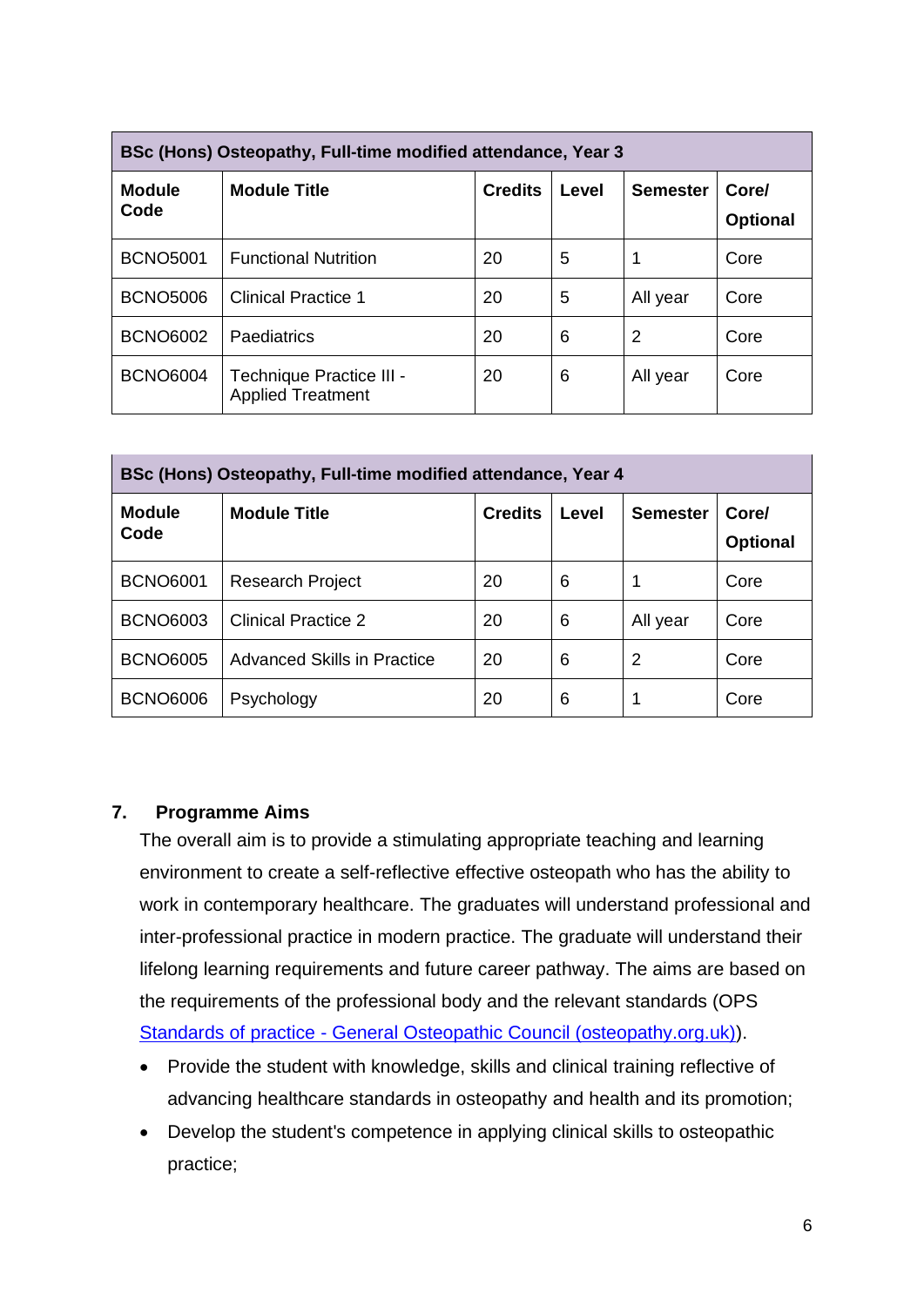| BSc (Hons) Osteopathy, Full-time modified attendance, Year 3 | | | | | |
|---|---|---|---|---|---|
| **Module Code** | **Module Title** | **Credits** | **Level** | **Semester** | **Core/ Optional** |
| BCNO5001 | Functional Nutrition | 20 | 5 | 1 | Core |
| BCNO5006 | Clinical Practice 1 | 20 | 5 | All year | Core |
| BCNO6002 | Paediatrics | 20 | 6 | 2 | Core |
| BCNO6004 | Technique Practice III - Applied Treatment | 20 | 6 | All year | Core |

| BSc (Hons) Osteopathy, Full-time modified attendance, Year 4 | | | | | |
|---|---|---|---|---|---|
| **Module Code** | **Module Title** | **Credits** | **Level** | **Semester** | **Core/ Optional** |
| BCNO6001 | Research Project | 20 | 6 | 1 | Core |
| BCNO6003 | Clinical Practice 2 | 20 | 6 | All year | Core |
| BCNO6005 | Advanced Skills in Practice | 20 | 6 | 2 | Core |
| BCNO6006 | Psychology | 20 | 6 | 1 | Core |

## 7. Programme Aims

The overall aim is to provide a stimulating appropriate teaching and learning environment to create a self-reflective effective osteopath who has the ability to work in contemporary healthcare. The graduates will understand professional and inter-professional practice in modern practice. The graduate will understand their lifelong learning requirements and future career pathway. The aims are based on the requirements of the professional body and the relevant standards (OPS [Standards of practice - General Osteopathic Council (osteopathy.org.uk)]).

- Provide the student with knowledge, skills and clinical training reflective of advancing healthcare standards in osteopathy and health and its promotion;
- Develop the student's competence in applying clinical skills to osteopathic practice;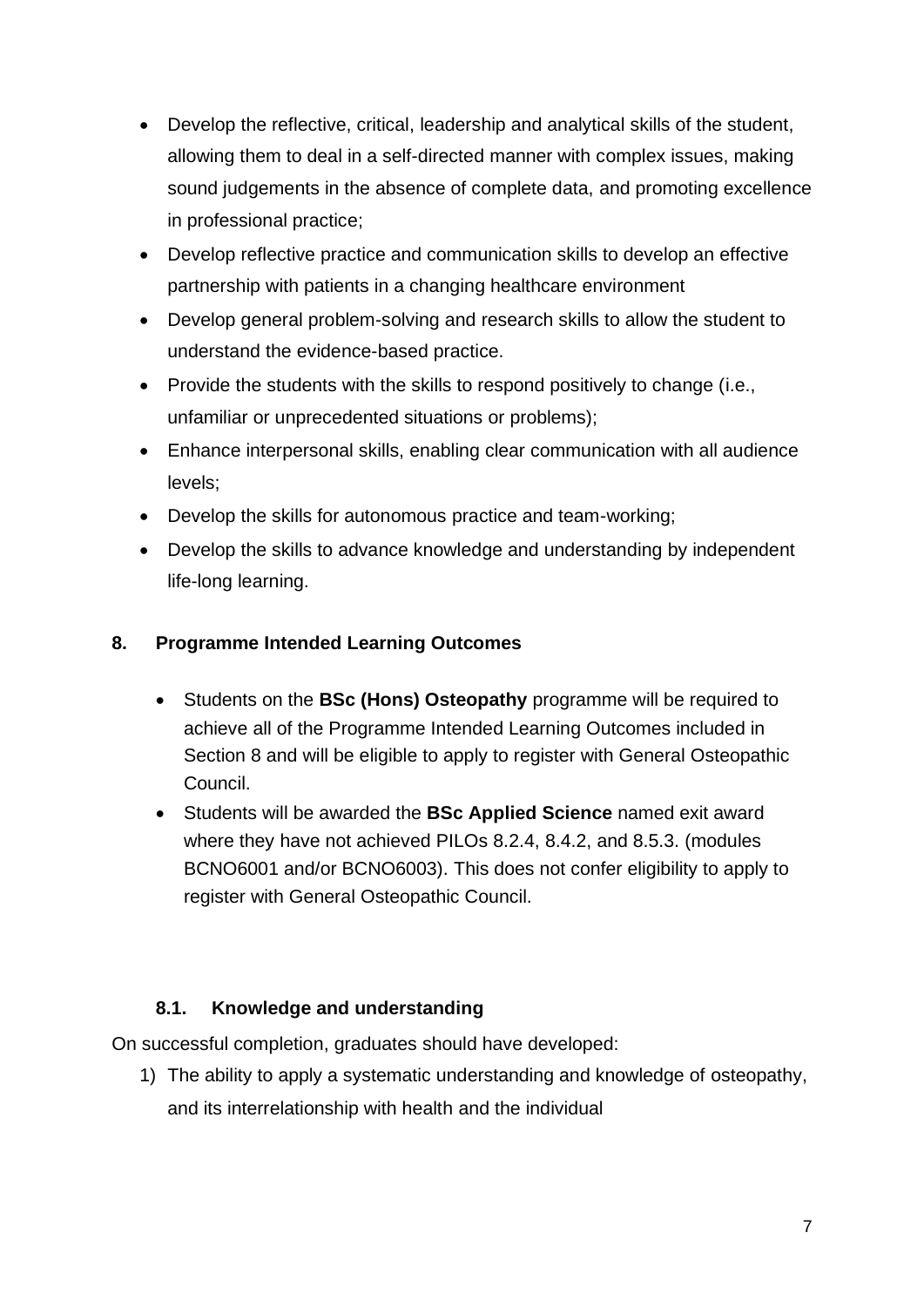- Develop the reflective, critical, leadership and analytical skills of the student, allowing them to deal in a self-directed manner with complex issues, making sound judgements in the absence of complete data, and promoting excellence in professional practice;
- Develop reflective practice and communication skills to develop an effective partnership with patients in a changing healthcare environment
- Develop general problem-solving and research skills to allow the student to understand the evidence-based practice.
- Provide the students with the skills to respond positively to change (i.e., unfamiliar or unprecedented situations or problems);
- Enhance interpersonal skills, enabling clear communication with all audience levels;
- Develop the skills for autonomous practice and team-working;
- Develop the skills to advance knowledge and understanding by independent life-long learning.

## 8. Programme Intended Learning Outcomes

- Students on the **BSc (Hons) Osteopathy** programme will be required to achieve all of the Programme Intended Learning Outcomes included in Section 8 and will be eligible to apply to register with General Osteopathic Council.
- Students will be awarded the **BSc Applied Science** named exit award where they have not achieved PILOs 8.2.4, 8.4.2, and 8.5.3. (modules BCNO6001 and/or BCNO6003). This does not confer eligibility to apply to register with General Osteopathic Council.

### 8.1. Knowledge and understanding

On successful completion, graduates should have developed:

1) The ability to apply a systematic understanding and knowledge of osteopathy, and its interrelationship with health and the individual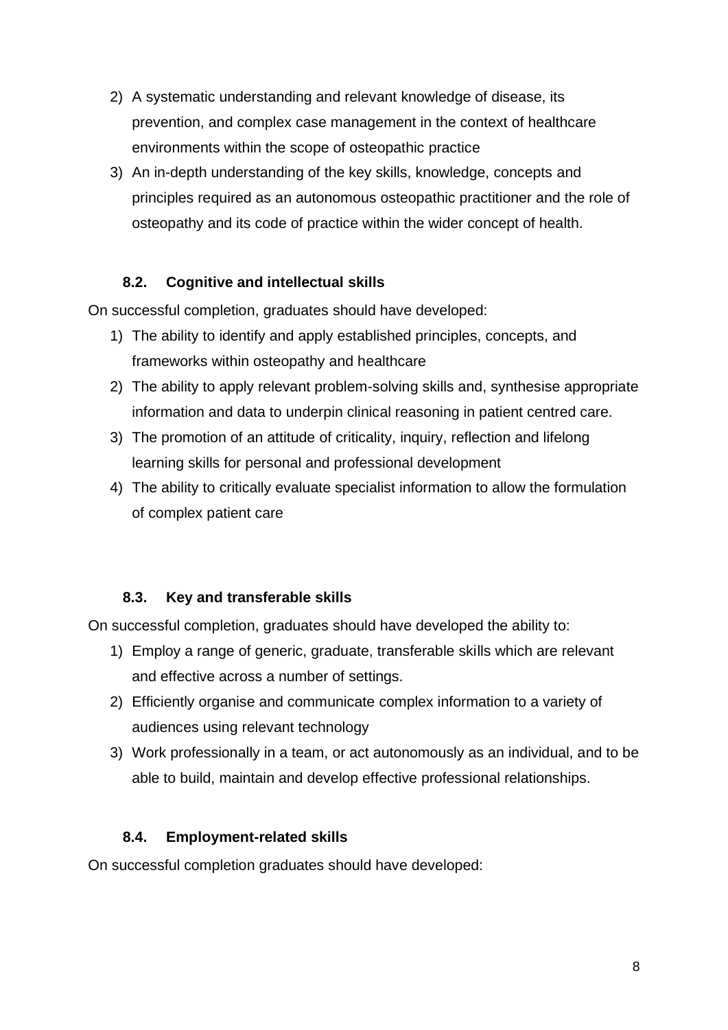2) A systematic understanding and relevant knowledge of disease, its prevention, and complex case management in the context of healthcare environments within the scope of osteopathic practice
3) An in-depth understanding of the key skills, knowledge, concepts and principles required as an autonomous osteopathic practitioner and the role of osteopathy and its code of practice within the wider concept of health.

### 8.2. Cognitive and intellectual skills

On successful completion, graduates should have developed:

1) The ability to identify and apply established principles, concepts, and frameworks within osteopathy and healthcare
2) The ability to apply relevant problem-solving skills and, synthesise appropriate information and data to underpin clinical reasoning in patient centred care.
3) The promotion of an attitude of criticality, inquiry, reflection and lifelong learning skills for personal and professional development
4) The ability to critically evaluate specialist information to allow the formulation of complex patient care

### 8.3. Key and transferable skills

On successful completion, graduates should have developed the ability to:

1) Employ a range of generic, graduate, transferable skills which are relevant and effective across a number of settings.
2) Efficiently organise and communicate complex information to a variety of audiences using relevant technology
3) Work professionally in a team, or act autonomously as an individual, and to be able to build, maintain and develop effective professional relationships.

### 8.4. Employment-related skills

On successful completion graduates should have developed: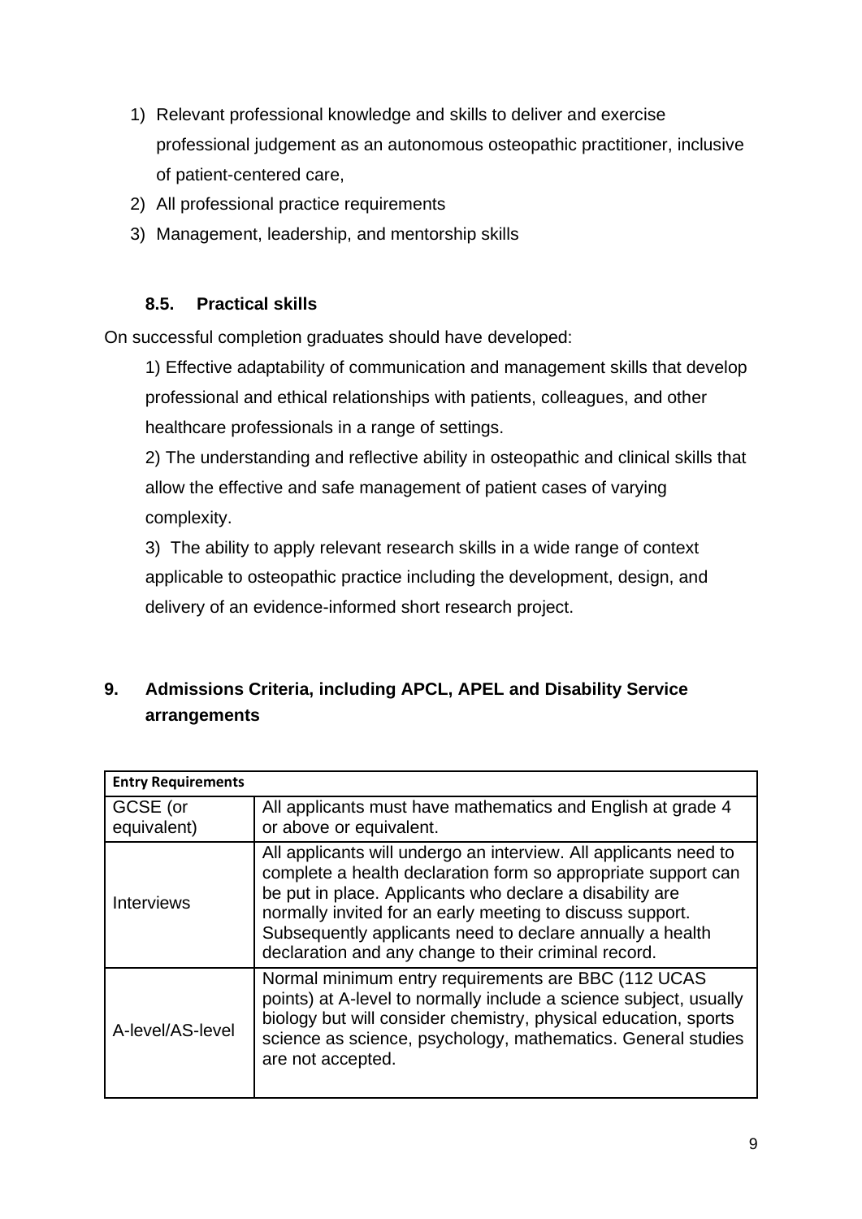1) Relevant professional knowledge and skills to deliver and exercise professional judgement as an autonomous osteopathic practitioner, inclusive of patient-centered care,
2) All professional practice requirements
3) Management, leadership, and mentorship skills

### 8.5. Practical skills

On successful completion graduates should have developed:

1) Effective adaptability of communication and management skills that develop professional and ethical relationships with patients, colleagues, and other healthcare professionals in a range of settings.

2) The understanding and reflective ability in osteopathic and clinical skills that allow the effective and safe management of patient cases of varying complexity.

3) The ability to apply relevant research skills in a wide range of context applicable to osteopathic practice including the development, design, and delivery of an evidence-informed short research project.

## 9. Admissions Criteria, including APCL, APEL and Disability Service arrangements

| **Entry Requirements** | |
|---|---|
| GCSE (or equivalent) | All applicants must have mathematics and English at grade 4 or above or equivalent. |
| Interviews | All applicants will undergo an interview. All applicants need to complete a health declaration form so appropriate support can be put in place. Applicants who declare a disability are normally invited for an early meeting to discuss support. Subsequently applicants need to declare annually a health declaration and any change to their criminal record. |
| A-level/AS-level | Normal minimum entry requirements are BBC (112 UCAS points) at A-level to normally include a science subject, usually biology but will consider chemistry, physical education, sports science as science, psychology, mathematics. General studies are not accepted. |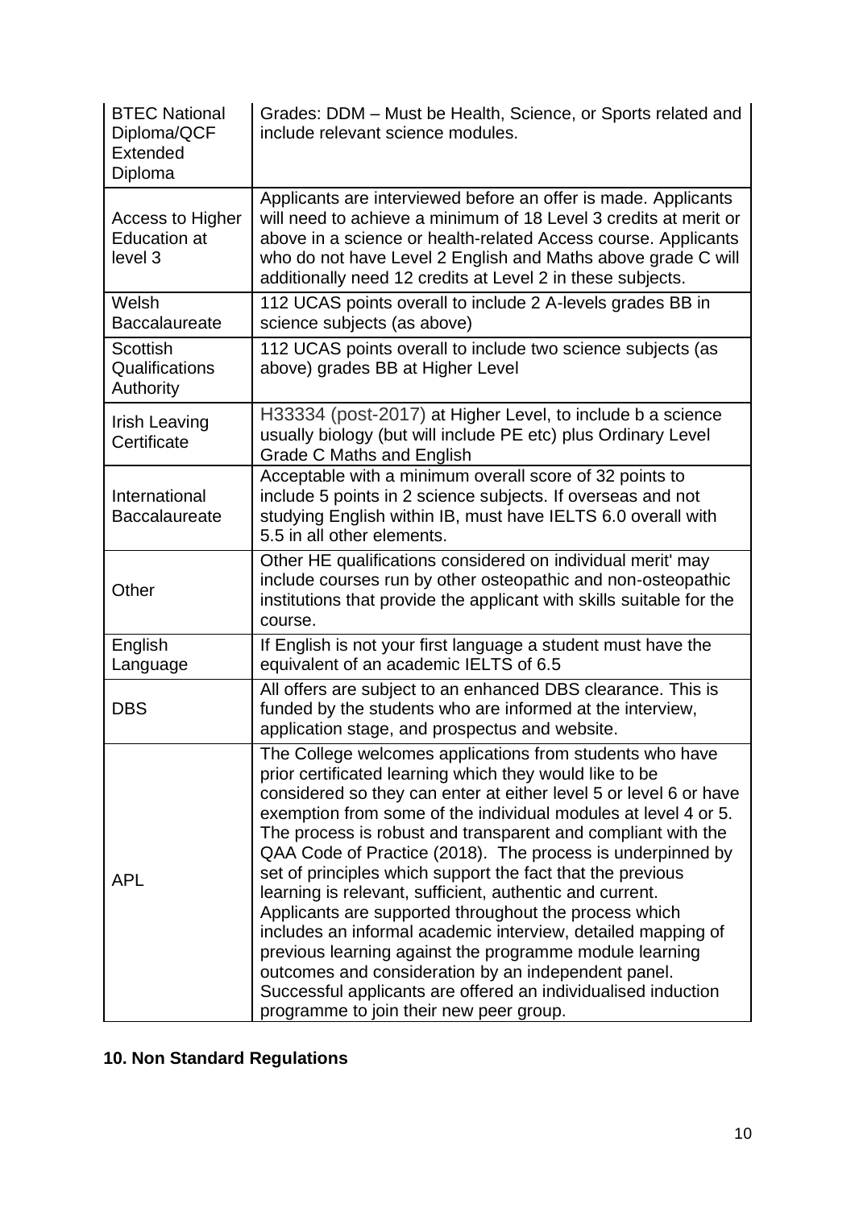| | |
|---|---|
| BTEC National Diploma/QCF Extended Diploma | Grades: DDM – Must be Health, Science, or Sports related and include relevant science modules. |
| Access to Higher Education at level 3 | Applicants are interviewed before an offer is made. Applicants will need to achieve a minimum of 18 Level 3 credits at merit or above in a science or health-related Access course. Applicants who do not have Level 2 English and Maths above grade C will additionally need 12 credits at Level 2 in these subjects. |
| Welsh Baccalaureate | 112 UCAS points overall to include 2 A-levels grades BB in science subjects (as above) |
| Scottish Qualifications Authority | 112 UCAS points overall to include two science subjects (as above) grades BB at Higher Level |
| Irish Leaving Certificate | H33334 (post-2017) at Higher Level, to include b a science usually biology (but will include PE etc) plus Ordinary Level Grade C Maths and English |
| International Baccalaureate | Acceptable with a minimum overall score of 32 points to include 5 points in 2 science subjects. If overseas and not studying English within IB, must have IELTS 6.0 overall with 5.5 in all other elements. |
| Other | Other HE qualifications considered on individual merit' may include courses run by other osteopathic and non-osteopathic institutions that provide the applicant with skills suitable for the course. |
| English Language | If English is not your first language a student must have the equivalent of an academic IELTS of 6.5 |
| DBS | All offers are subject to an enhanced DBS clearance. This is funded by the students who are informed at the interview, application stage, and prospectus and website. |
| APL | The College welcomes applications from students who have prior certificated learning which they would like to be considered so they can enter at either level 5 or level 6 or have exemption from some of the individual modules at level 4 or 5. The process is robust and transparent and compliant with the QAA Code of Practice (2018). The process is underpinned by set of principles which support the fact that the previous learning is relevant, sufficient, authentic and current. Applicants are supported throughout the process which includes an informal academic interview, detailed mapping of previous learning against the programme module learning outcomes and consideration by an independent panel. Successful applicants are offered an individualised induction programme to join their new peer group. |

**10. Non Standard Regulations**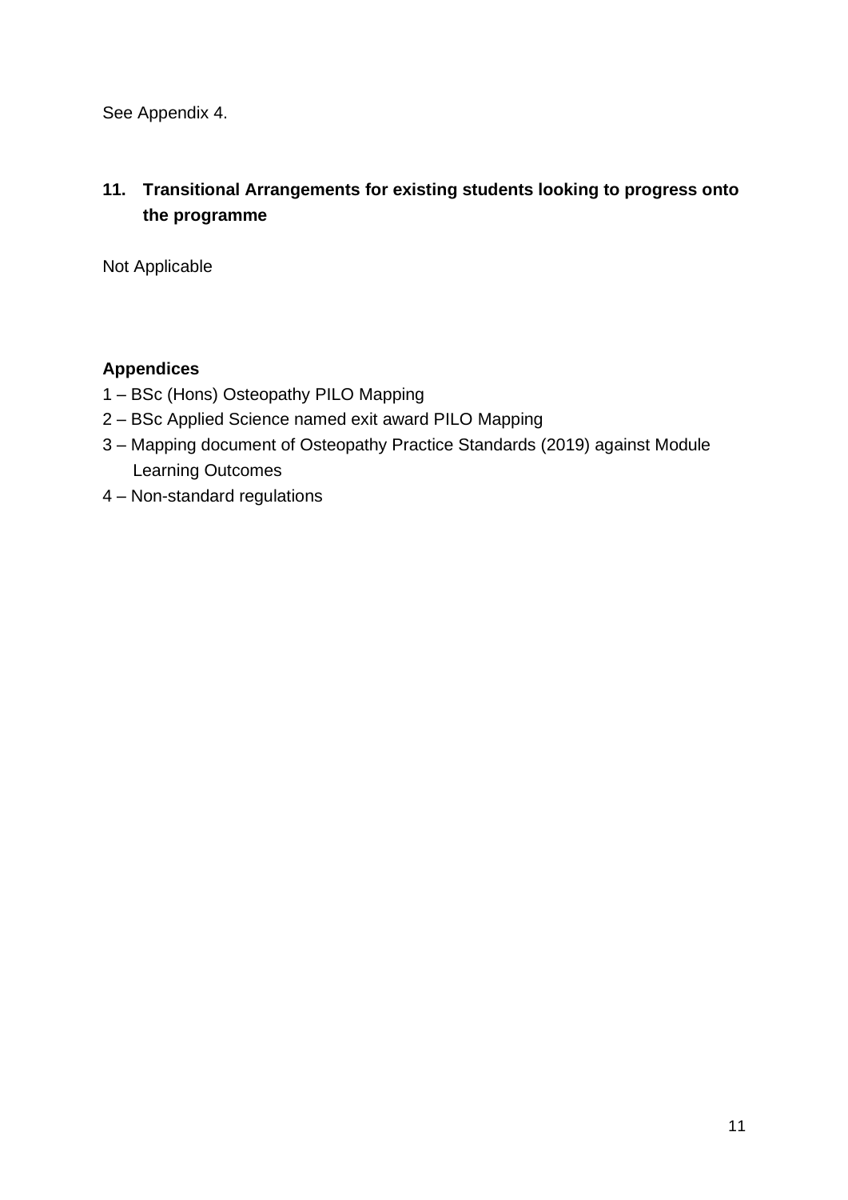See Appendix 4.

## 11. Transitional Arrangements for existing students looking to progress onto the programme

Not Applicable

**Appendices**

1 – BSc (Hons) Osteopathy PILO Mapping

2 – BSc Applied Science named exit award PILO Mapping

3 – Mapping document of Osteopathy Practice Standards (2019) against Module Learning Outcomes

4 – Non-standard regulations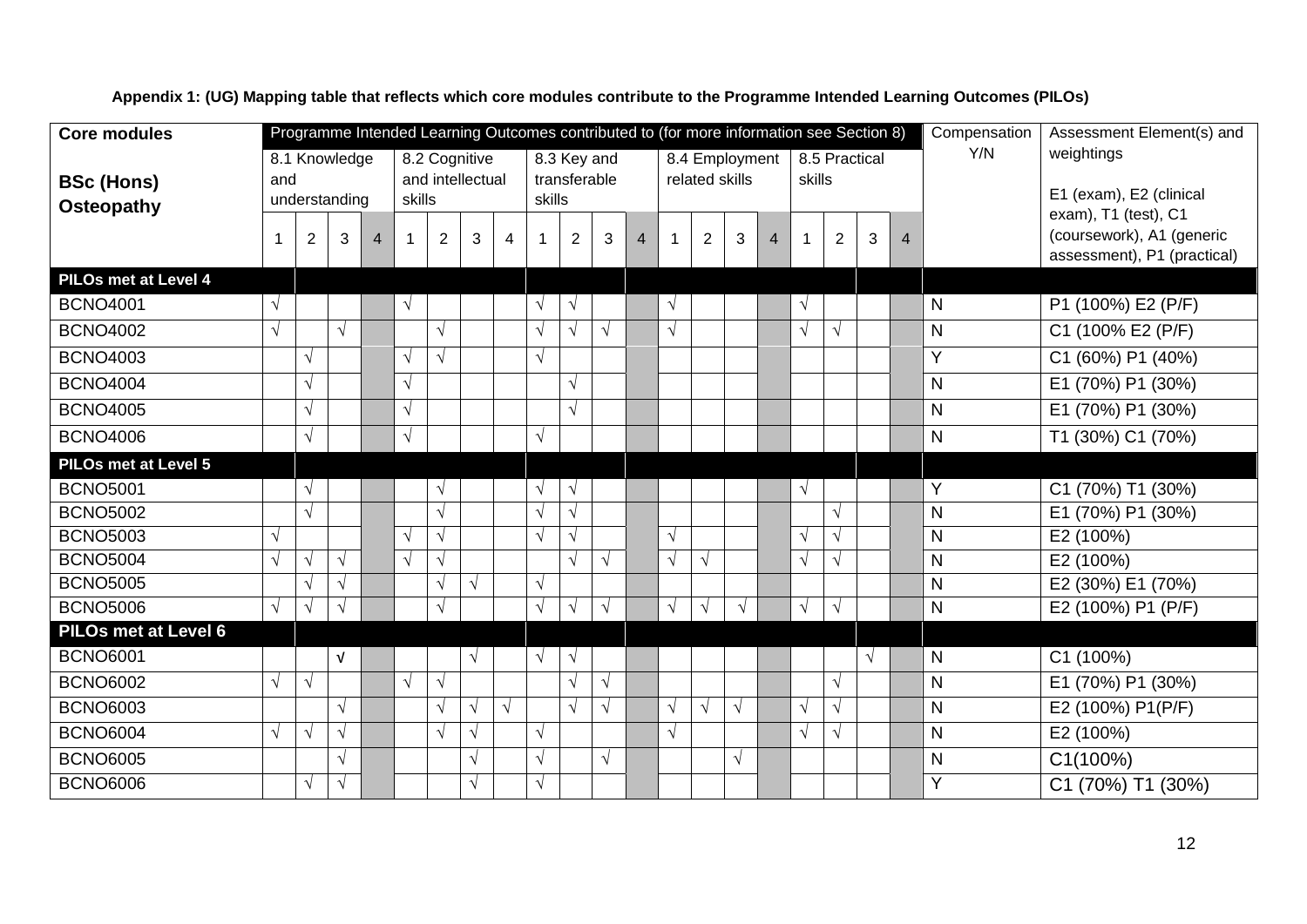**Appendix 1: (UG) Mapping table that reflects which core modules contribute to the Programme Intended Learning Outcomes (PILOs)**

| Core modules<br><br>**BSc (Hons) Osteopathy** | Programme Intended Learning Outcomes contributed to (for more information see Section 8) | | | | | | | | | | | | | | | | | | | | Compensation Y/N | Assessment Element(s) and weightings<br><br>E1 (exam), E2 (clinical exam), T1 (test), C1 (coursework), A1 (generic assessment), P1 (practical) |
|---|---|---|---|---|---|---|---|---|---|---|---|---|---|---|---|---|---|---|---|---|---|---|
| | 8.1 Knowledge and understanding | | | | 8.2 Cognitive and intellectual skills | | | | 8.3 Key and transferable skills | | | | 8.4 Employment related skills | | | | 8.5 Practical skills | | | | | |
| | 1 | 2 | 3 | 4 | 1 | 2 | 3 | 4 | 1 | 2 | 3 | 4 | 1 | 2 | 3 | 4 | 1 | 2 | 3 | 4 | | |
| **PILOs met at Level 4** | | | | | | | | | | | | | | | | | | | | | | |
| BCNO4001 | √ | | | | √ | | | | √ | √ | | | √ | | | | √ | | | | N | P1 (100%) E2 (P/F) |
| BCNO4002 | √ | | √ | | | √ | | | √ | √ | √ | | √ | | | | √ | √ | | | N | C1 (100% E2 (P/F) |
| BCNO4003 | | √ | | | √ | √ | | | √ | | | | | | | | | | | | Y | C1 (60%) P1 (40%) |
| BCNO4004 | | √ | | | √ | | | | | √ | | | | | | | | | | | N | E1 (70%) P1 (30%) |
| BCNO4005 | | √ | | | √ | | | | | √ | | | | | | | | | | | N | E1 (70%) P1 (30%) |
| BCNO4006 | | √ | | | √ | | | | √ | | | | | | | | | | | | N | T1 (30%) C1 (70%) |
| **PILOs met at Level 5** | | | | | | | | | | | | | | | | | | | | | | |
| BCNO5001 | | √ | | | | √ | | | √ | √ | | | | | | | √ | | | | Y | C1 (70%) T1 (30%) |
| BCNO5002 | | √ | | | | √ | | | √ | √ | | | | | | | | √ | | | N | E1 (70%) P1 (30%) |
| BCNO5003 | √ | | | | √ | √ | | | √ | √ | | | √ | | | | √ | √ | | | N | E2 (100%) |
| BCNO5004 | √ | √ | √ | | √ | √ | | | | √ | √ | | √ | √ | | | √ | √ | | | N | E2 (100%) |
| BCNO5005 | | √ | √ | | | √ | √ | | √ | | | | | | | | | | | | N | E2 (30%) E1 (70%) |
| BCNO5006 | √ | √ | √ | | | √ | | | √ | √ | √ | | √ | √ | √ | | √ | √ | | | N | E2 (100%) P1 (P/F) |
| **PILOs met at Level 6** | | | | | | | | | | | | | | | | | | | | | | |
| BCNO6001 | | | √ | | | | √ | | √ | √ | | | | | | | | | √ | | N | C1 (100%) |
| BCNO6002 | √ | √ | | | √ | √ | | | | √ | √ | | | | | | | √ | | | N | E1 (70%) P1 (30%) |
| BCNO6003 | | | √ | | | √ | √ | √ | | √ | √ | | √ | √ | √ | | √ | √ | | | N | E2 (100%) P1(P/F) |
| BCNO6004 | √ | √ | √ | | | √ | √ | | √ | | | | √ | | | | √ | √ | | | N | E2 (100%) |
| BCNO6005 | | | √ | | | | √ | | √ | | √ | | | | √ | | | | | | N | C1(100%) |
| BCNO6006 | | √ | √ | | | | √ | | √ | | | | | | | | | | | | Y | C1 (70%) T1 (30%) |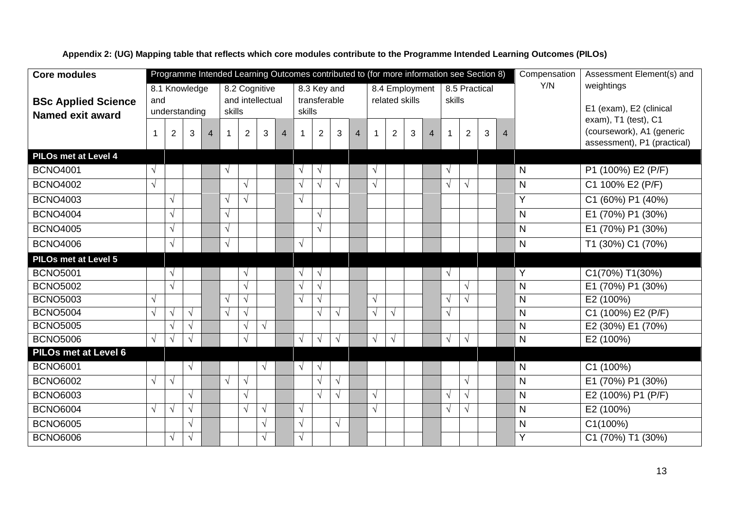**Appendix 2: (UG) Mapping table that reflects which core modules contribute to the Programme Intended Learning Outcomes (PILOs)**

| Core modules<br><br>**BSc Applied Science Named exit award** | Programme Intended Learning Outcomes contributed to (for more information see Section 8) | | | | | | | | | | | | | | | | | | | | Compensation Y/N | Assessment Element(s) and weightings<br><br>E1 (exam), E2 (clinical exam), T1 (test), C1 (coursework), A1 (generic assessment), P1 (practical) |
|---|---|---|---|---|---|---|---|---|---|---|---|---|---|---|---|---|---|---|---|---|---|---|
| | 8.1 Knowledge and understanding | | | | 8.2 Cognitive and intellectual skills | | | | 8.3 Key and transferable skills | | | | 8.4 Employment related skills | | | | 8.5 Practical skills | | | | | |
| | 1 | 2 | 3 | 4 | 1 | 2 | 3 | 4 | 1 | 2 | 3 | 4 | 1 | 2 | 3 | 4 | 1 | 2 | 3 | 4 | | |
| **PILOs met at Level 4** | | | | | | | | | | | | | | | | | | | | | | |
| BCNO4001 | √ | | | | √ | | | | √ | √ | | | √ | | | | √ | | | | N | P1 (100%) E2 (P/F) |
| BCNO4002 | √ | | | | | √ | | | √ | √ | √ | | √ | | | | √ | √ | | | N | C1 100% E2 (P/F) |
| BCNO4003 | | √ | | | √ | √ | | | √ | | | | | | | | | | | | Y | C1 (60%) P1 (40%) |
| BCNO4004 | | √ | | | √ | | | | | √ | | | | | | | | | | | N | E1 (70%) P1 (30%) |
| BCNO4005 | | √ | | | √ | | | | | √ | | | | | | | | | | | N | E1 (70%) P1 (30%) |
| BCNO4006 | | √ | | | √ | | | | √ | | | | | | | | | | | | N | T1 (30%) C1 (70%) |
| **PILOs met at Level 5** | | | | | | | | | | | | | | | | | | | | | | |
| BCNO5001 | | √ | | | | √ | | | √ | √ | | | | | | | √ | | | | Y | C1(70%) T1(30%) |
| BCNO5002 | | √ | | | | √ | | | √ | √ | | | | | | | | √ | | | N | E1 (70%) P1 (30%) |
| BCNO5003 | √ | | | | √ | √ | | | √ | √ | | | √ | | | | √ | √ | | | N | E2 (100%) |
| BCNO5004 | √ | √ | √ | | √ | √ | | | | √ | √ | | √ | √ | | | √ | | | | N | C1 (100%) E2 (P/F) |
| BCNO5005 | | √ | √ | | | √ | √ | | | | | | | | | | | | | | N | E2 (30%) E1 (70%) |
| BCNO5006 | √ | √ | √ | | | √ | | | √ | √ | √ | | √ | √ | | | √ | √ | | | N | E2 (100%) |
| **PILOs met at Level 6** | | | | | | | | | | | | | | | | | | | | | | |
| BCNO6001 | | | √ | | | | √ | | √ | √ | | | | | | | | | | | N | C1 (100%) |
| BCNO6002 | √ | √ | | | √ | √ | | | | √ | √ | | | | | | | √ | | | N | E1 (70%) P1 (30%) |
| BCNO6003 | | | √ | | | √ | | | | √ | √ | | √ | | | | √ | √ | | | N | E2 (100%) P1 (P/F) |
| BCNO6004 | √ | √ | √ | | | √ | √ | | √ | | | | √ | | | | √ | √ | | | N | E2 (100%) |
| BCNO6005 | | | √ | | | | √ | | √ | | √ | | | | | | | | | | N | C1(100%) |
| BCNO6006 | | √ | √ | | | | √ | | √ | | | | | | | | | | | | Y | C1 (70%) T1 (30%) |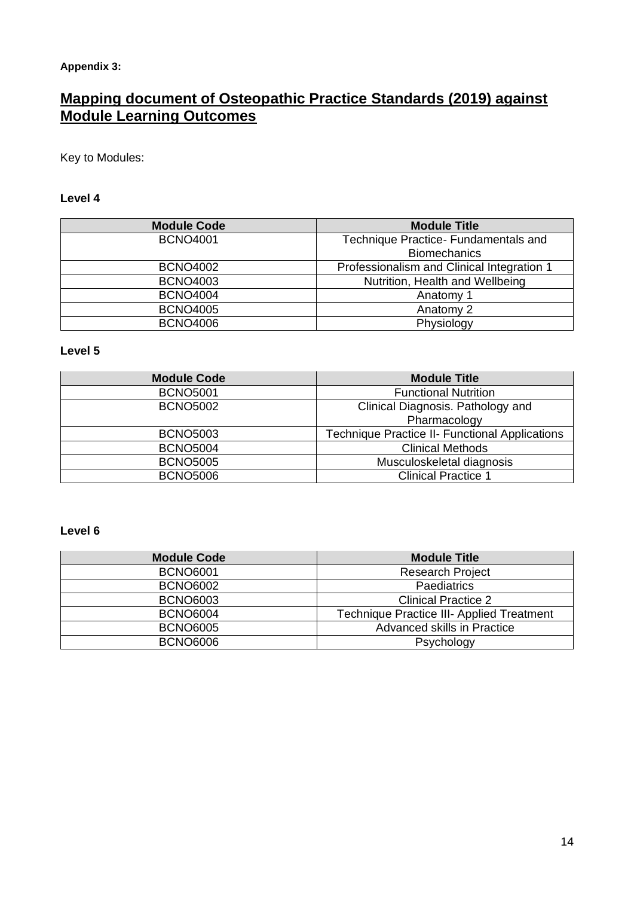**Appendix 3:**

# Mapping document of Osteopathic Practice Standards (2019) against Module Learning Outcomes

Key to Modules:

**Level 4**

| Module Code | Module Title |
|---|---|
| BCNO4001 | Technique Practice- Fundamentals and Biomechanics |
| BCNO4002 | Professionalism and Clinical Integration 1 |
| BCNO4003 | Nutrition, Health and Wellbeing |
| BCNO4004 | Anatomy 1 |
| BCNO4005 | Anatomy 2 |
| BCNO4006 | Physiology |

**Level 5**

| Module Code | Module Title |
|---|---|
| BCNO5001 | Functional Nutrition |
| BCNO5002 | Clinical Diagnosis. Pathology and Pharmacology |
| BCNO5003 | Technique Practice II- Functional Applications |
| BCNO5004 | Clinical Methods |
| BCNO5005 | Musculoskeletal diagnosis |
| BCNO5006 | Clinical Practice 1 |

**Level 6**

| Module Code | Module Title |
|---|---|
| BCNO6001 | Research Project |
| BCNO6002 | Paediatrics |
| BCNO6003 | Clinical Practice 2 |
| BCNO6004 | Technique Practice III- Applied Treatment |
| BCNO6005 | Advanced skills in Practice |
| BCNO6006 | Psychology |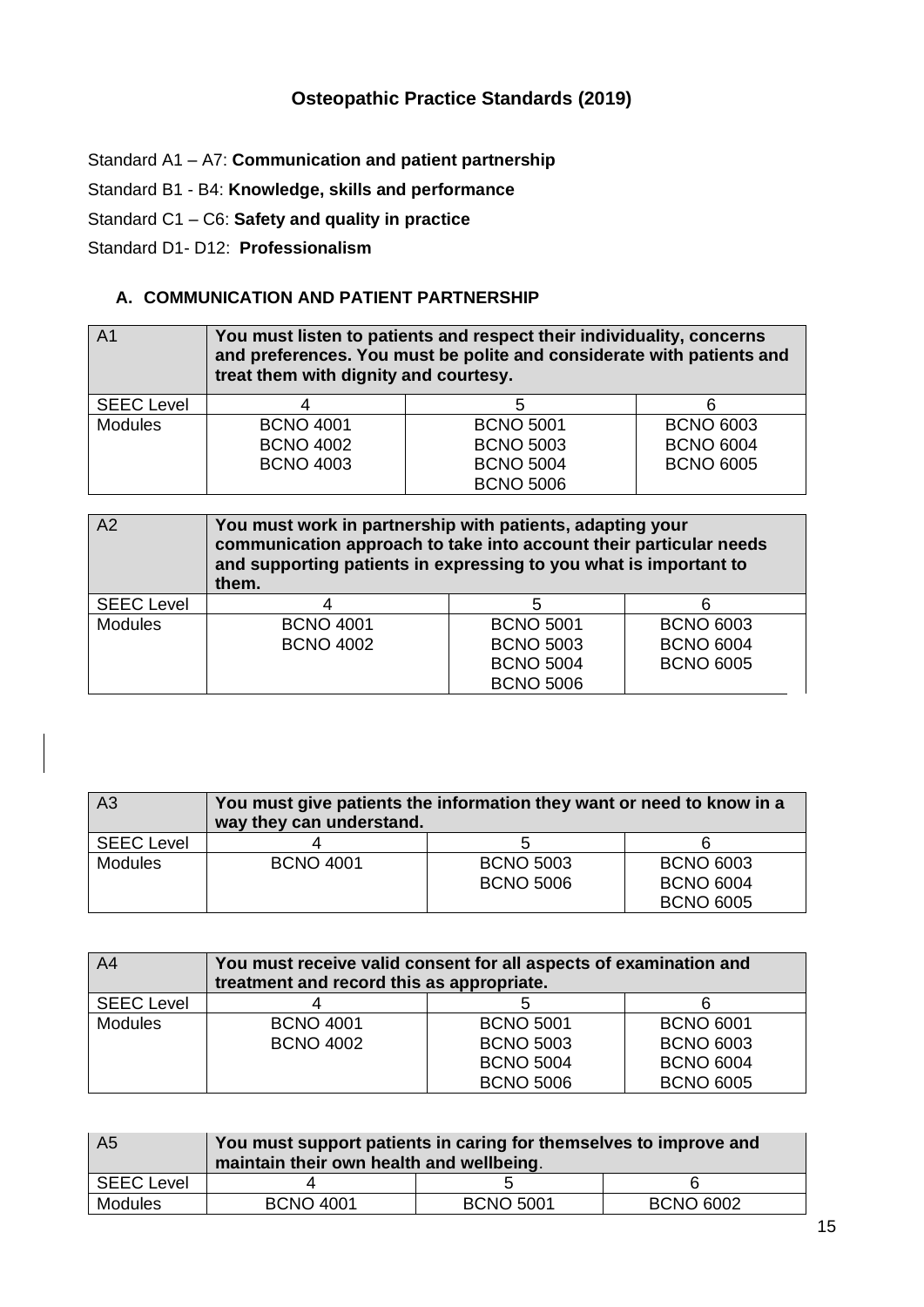## Osteopathic Practice Standards (2019)

Standard A1 – A7: **Communication and patient partnership**

Standard B1 - B4: **Knowledge, skills and performance**

Standard C1 – C6: **Safety and quality in practice**

Standard D1- D12: **Professionalism**

### A. COMMUNICATION AND PATIENT PARTNERSHIP

| A1 | **You must listen to patients and respect their individuality, concerns and preferences. You must be polite and considerate with patients and treat them with dignity and courtesy.** | | |
|---|---|---|---|
| SEEC Level | 4 | 5 | 6 |
| Modules | BCNO 4001<br>BCNO 4002<br>BCNO 4003 | BCNO 5001<br>BCNO 5003<br>BCNO 5004<br>BCNO 5006 | BCNO 6003<br>BCNO 6004<br>BCNO 6005 |

| A2 | **You must work in partnership with patients, adapting your communication approach to take into account their particular needs and supporting patients in expressing to you what is important to them.** | | |
|---|---|---|---|
| SEEC Level | 4 | 5 | 6 |
| Modules | BCNO 4001<br>BCNO 4002 | BCNO 5001<br>BCNO 5003<br>BCNO 5004<br>BCNO 5006 | BCNO 6003<br>BCNO 6004<br>BCNO 6005 |

| A3 | **You must give patients the information they want or need to know in a way they can understand.** | | |
|---|---|---|---|
| SEEC Level | 4 | 5 | 6 |
| Modules | BCNO 4001 | BCNO 5003<br>BCNO 5006 | BCNO 6003<br>BCNO 6004<br>BCNO 6005 |

| A4 | **You must receive valid consent for all aspects of examination and treatment and record this as appropriate.** | | |
|---|---|---|---|
| SEEC Level | 4 | 5 | 6 |
| Modules | BCNO 4001<br>BCNO 4002 | BCNO 5001<br>BCNO 5003<br>BCNO 5004<br>BCNO 5006 | BCNO 6001<br>BCNO 6003<br>BCNO 6004<br>BCNO 6005 |

| A5 | **You must support patients in caring for themselves to improve and maintain their own health and wellbeing**. | | |
|---|---|---|---|
| SEEC Level | 4 | 5 | 6 |
| Modules | BCNO 4001 | BCNO 5001 | BCNO 6002 |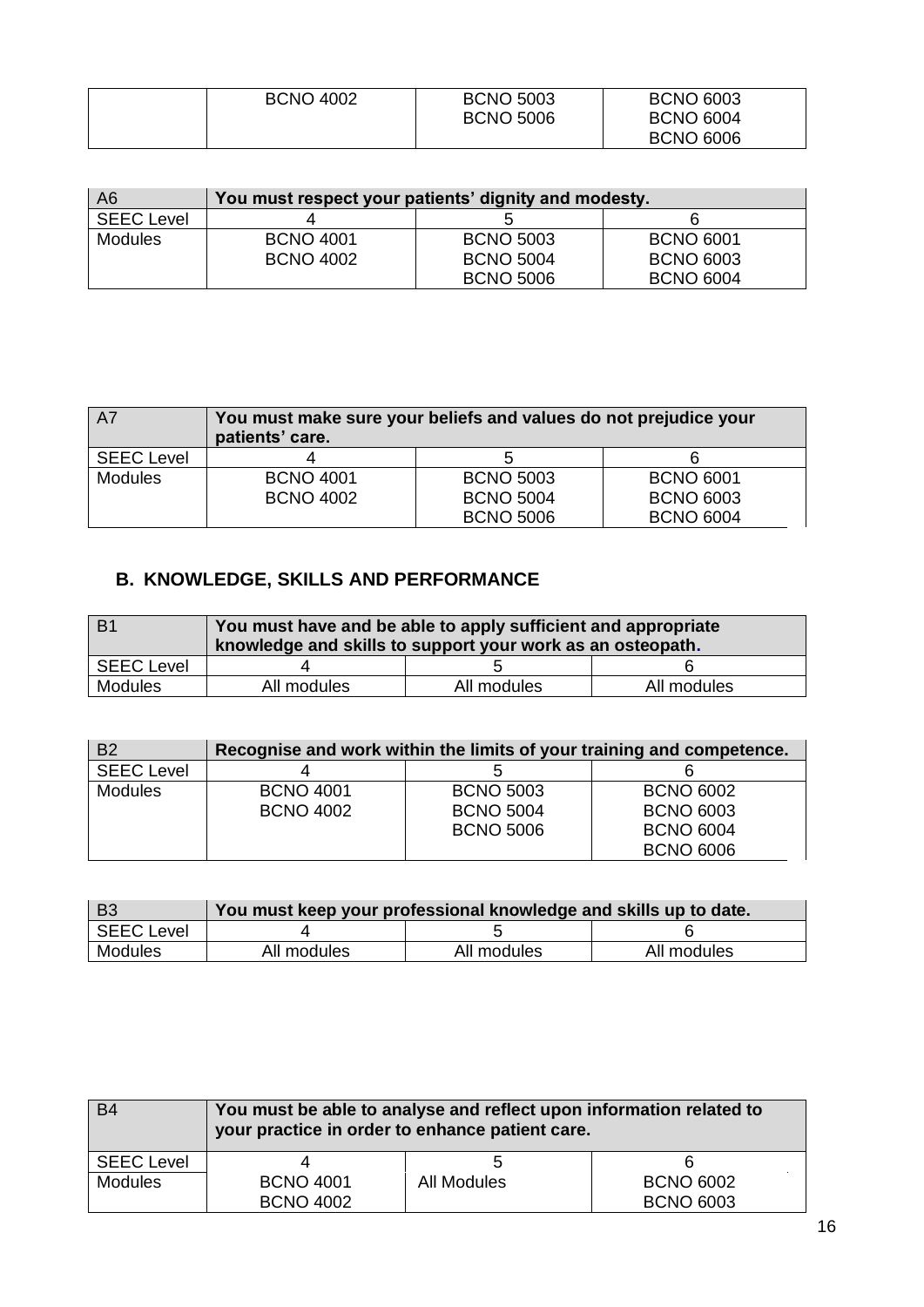| | | | |
|---|---|---|---|
| | BCNO 4002 | BCNO 5003<br>BCNO 5006 | BCNO 6003<br>BCNO 6004<br>BCNO 6006 |

| A6 | You must respect your patients' dignity and modesty. | | |
|---|---|---|---|
| SEEC Level | 4 | 5 | 6 |
| Modules | BCNO 4001<br>BCNO 4002 | BCNO 5003<br>BCNO 5004<br>BCNO 5006 | BCNO 6001<br>BCNO 6003<br>BCNO 6004 |

| A7 | You must make sure your beliefs and values do not prejudice your patients' care. | | |
|---|---|---|---|
| SEEC Level | 4 | 5 | 6 |
| Modules | BCNO 4001<br>BCNO 4002 | BCNO 5003<br>BCNO 5004<br>BCNO 5006 | BCNO 6001<br>BCNO 6003<br>BCNO 6004 |

## B. KNOWLEDGE, SKILLS AND PERFORMANCE

| B1 | You must have and be able to apply sufficient and appropriate knowledge and skills to support your work as an osteopath. | | |
|---|---|---|---|
| SEEC Level | 4 | 5 | 6 |
| Modules | All modules | All modules | All modules |

| B2 | Recognise and work within the limits of your training and competence. | | |
|---|---|---|---|
| SEEC Level | 4 | 5 | 6 |
| Modules | BCNO 4001<br>BCNO 4002 | BCNO 5003<br>BCNO 5004<br>BCNO 5006 | BCNO 6002<br>BCNO 6003<br>BCNO 6004<br>BCNO 6006 |

| B3 | You must keep your professional knowledge and skills up to date. | | |
|---|---|---|---|
| SEEC Level | 4 | 5 | 6 |
| Modules | All modules | All modules | All modules |

| B4 | You must be able to analyse and reflect upon information related to your practice in order to enhance patient care. | | |
|---|---|---|---|
| SEEC Level | 4 | 5 | 6 |
| Modules | BCNO 4001<br>BCNO 4002 | All Modules | BCNO 6002<br>BCNO 6003 |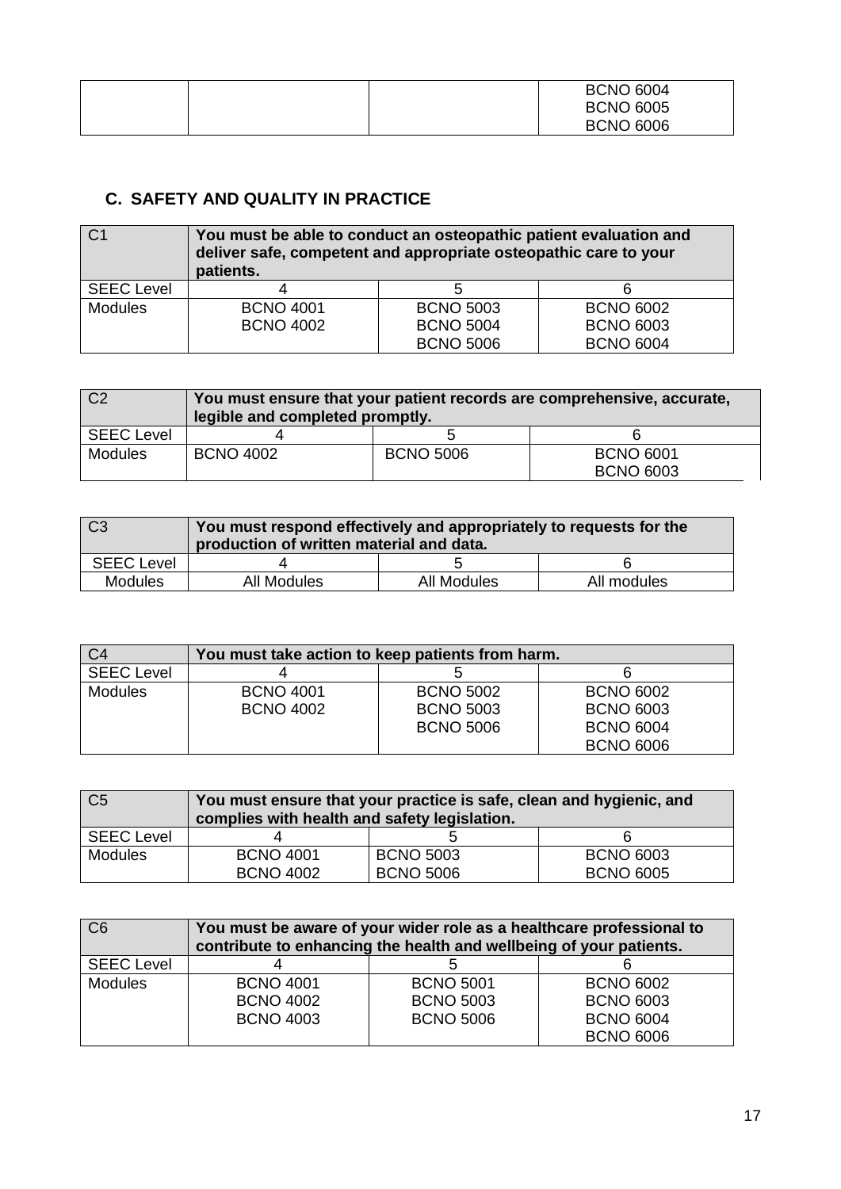| | | | |
|---|---|---|---|
| | | | BCNO 6004<br>BCNO 6005<br>BCNO 6006 |

## C. SAFETY AND QUALITY IN PRACTICE

| C1 | **You must be able to conduct an osteopathic patient evaluation and deliver safe, competent and appropriate osteopathic care to your patients.** | | |
|---|---|---|---|
| SEEC Level | 4 | 5 | 6 |
| Modules | BCNO 4001<br>BCNO 4002 | BCNO 5003<br>BCNO 5004<br>BCNO 5006 | BCNO 6002<br>BCNO 6003<br>BCNO 6004 |

| C2 | **You must ensure that your patient records are comprehensive, accurate, legible and completed promptly.** | | |
|---|---|---|---|
| SEEC Level | 4 | 5 | 6 |
| Modules | BCNO 4002 | BCNO 5006 | BCNO 6001<br>BCNO 6003 |

| C3 | **You must respond effectively and appropriately to requests for the production of written material and data.** | | |
|---|---|---|---|
| SEEC Level | 4 | 5 | 6 |
| Modules | All Modules | All Modules | All modules |

| C4 | **You must take action to keep patients from harm.** | | |
|---|---|---|---|
| SEEC Level | 4 | 5 | 6 |
| Modules | BCNO 4001<br>BCNO 4002 | BCNO 5002<br>BCNO 5003<br>BCNO 5006 | BCNO 6002<br>BCNO 6003<br>BCNO 6004<br>BCNO 6006 |

| C5 | **You must ensure that your practice is safe, clean and hygienic, and complies with health and safety legislation.** | | |
|---|---|---|---|
| SEEC Level | 4 | 5 | 6 |
| Modules | BCNO 4001<br>BCNO 4002 | BCNO 5003<br>BCNO 5006 | BCNO 6003<br>BCNO 6005 |

| C6 | **You must be aware of your wider role as a healthcare professional to contribute to enhancing the health and wellbeing of your patients.** | | |
|---|---|---|---|
| SEEC Level | 4 | 5 | 6 |
| Modules | BCNO 4001<br>BCNO 4002<br>BCNO 4003 | BCNO 5001<br>BCNO 5003<br>BCNO 5006 | BCNO 6002<br>BCNO 6003<br>BCNO 6004<br>BCNO 6006 |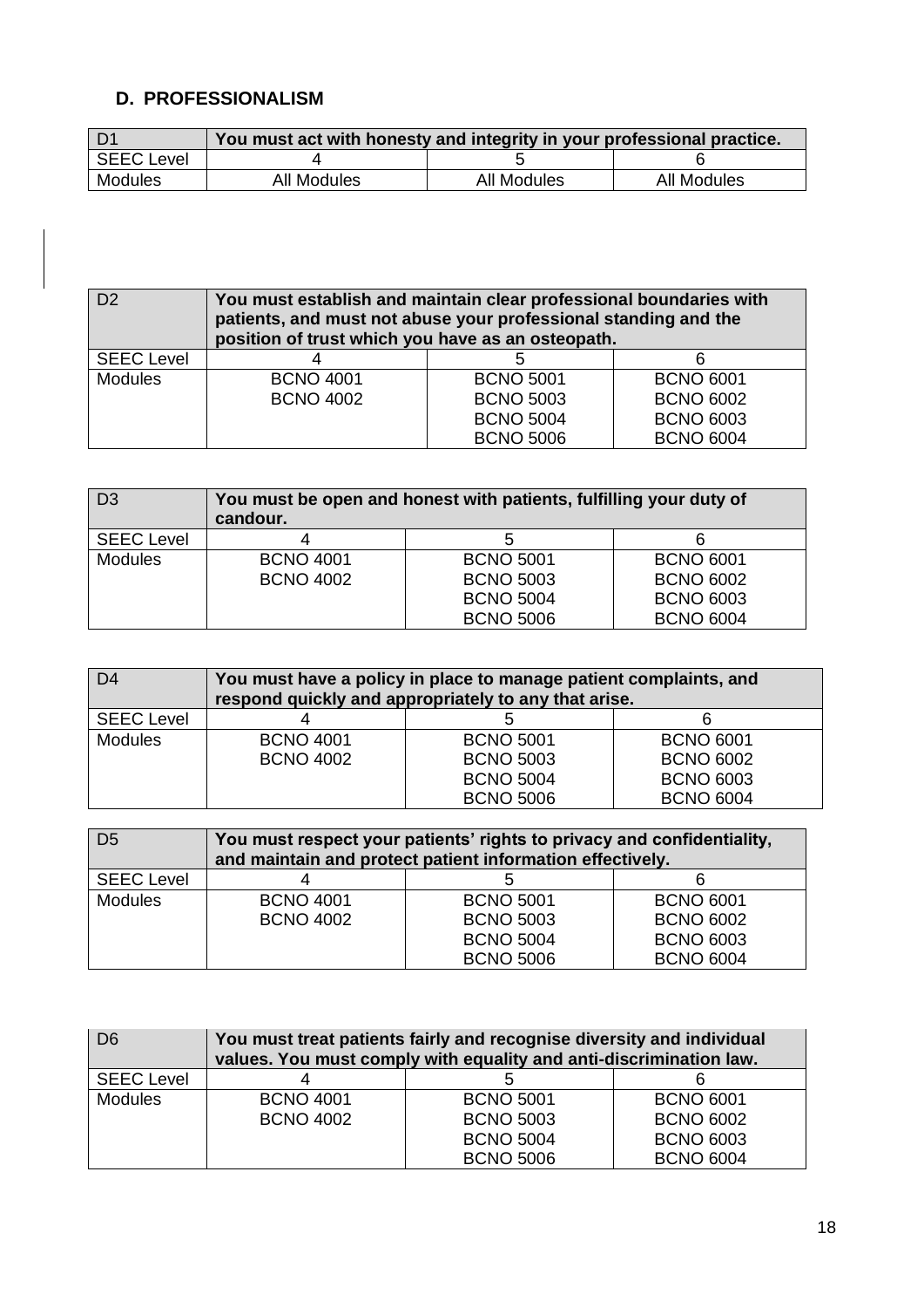## D. PROFESSIONALISM

| D1 | You must act with honesty and integrity in your professional practice. | | |
|---|---|---|---|
| SEEC Level | 4 | 5 | 6 |
| Modules | All Modules | All Modules | All Modules |

| D2 | You must establish and maintain clear professional boundaries with patients, and must not abuse your professional standing and the position of trust which you have as an osteopath. | | |
|---|---|---|---|
| SEEC Level | 4 | 5 | 6 |
| Modules | BCNO 4001<br>BCNO 4002 | BCNO 5001<br>BCNO 5003<br>BCNO 5004<br>BCNO 5006 | BCNO 6001<br>BCNO 6002<br>BCNO 6003<br>BCNO 6004 |

| D3 | You must be open and honest with patients, fulfilling your duty of candour. | | |
|---|---|---|---|
| SEEC Level | 4 | 5 | 6 |
| Modules | BCNO 4001<br>BCNO 4002 | BCNO 5001<br>BCNO 5003<br>BCNO 5004<br>BCNO 5006 | BCNO 6001<br>BCNO 6002<br>BCNO 6003<br>BCNO 6004 |

| D4 | You must have a policy in place to manage patient complaints, and respond quickly and appropriately to any that arise. | | |
|---|---|---|---|
| SEEC Level | 4 | 5 | 6 |
| Modules | BCNO 4001<br>BCNO 4002 | BCNO 5001<br>BCNO 5003<br>BCNO 5004<br>BCNO 5006 | BCNO 6001<br>BCNO 6002<br>BCNO 6003<br>BCNO 6004 |

| D5 | You must respect your patients' rights to privacy and confidentiality, and maintain and protect patient information effectively. | | |
|---|---|---|---|
| SEEC Level | 4 | 5 | 6 |
| Modules | BCNO 4001<br>BCNO 4002 | BCNO 5001<br>BCNO 5003<br>BCNO 5004<br>BCNO 5006 | BCNO 6001<br>BCNO 6002<br>BCNO 6003<br>BCNO 6004 |

| D6 | You must treat patients fairly and recognise diversity and individual values. You must comply with equality and anti-discrimination law. | | |
|---|---|---|---|
| SEEC Level | 4 | 5 | 6 |
| Modules | BCNO 4001<br>BCNO 4002 | BCNO 5001<br>BCNO 5003<br>BCNO 5004<br>BCNO 5006 | BCNO 6001<br>BCNO 6002<br>BCNO 6003<br>BCNO 6004 |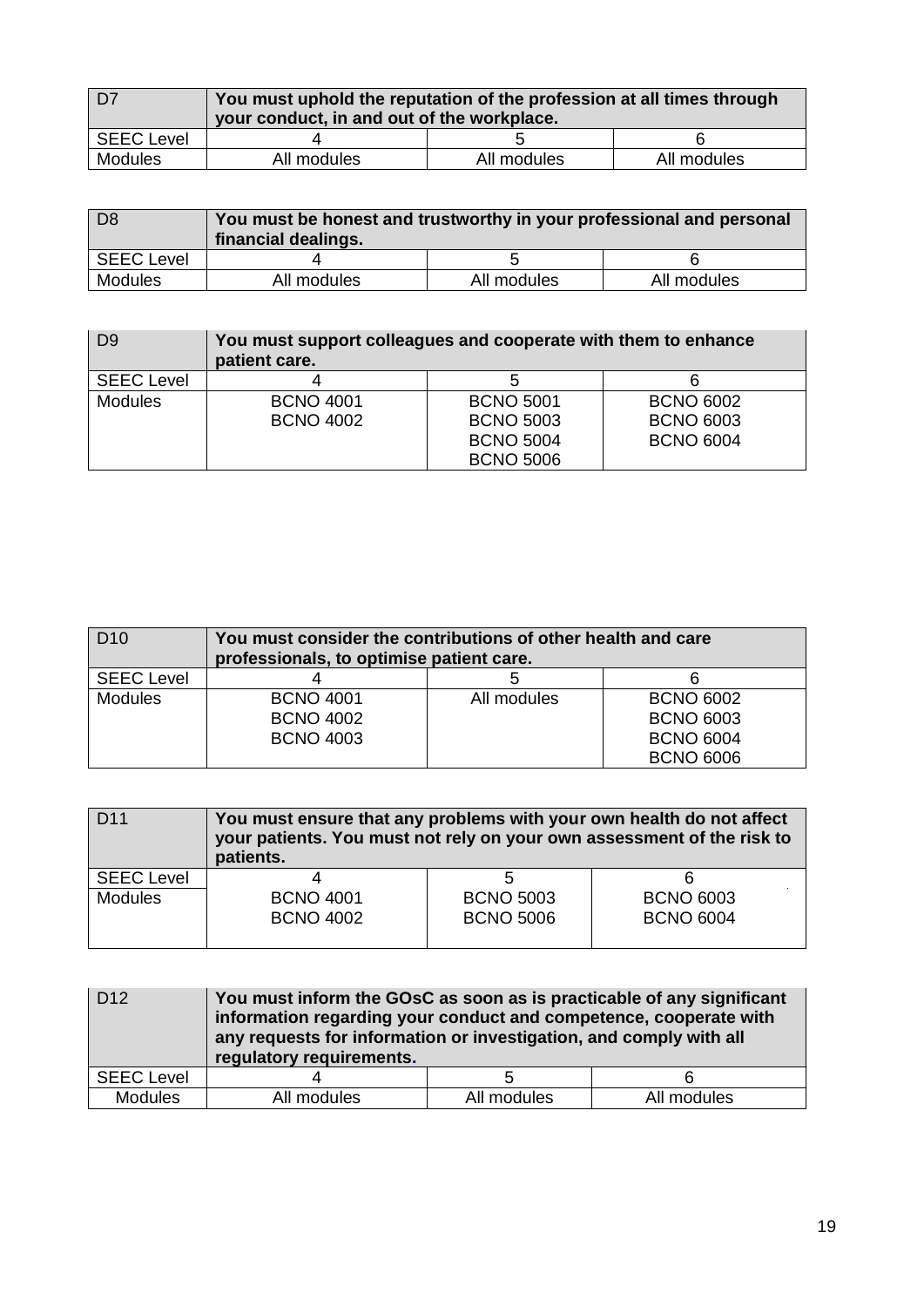| D7 | **You must uphold the reputation of the profession at all times through your conduct, in and out of the workplace.** | | |
|---|---|---|---|
| SEEC Level | 4 | 5 | 6 |
| Modules | All modules | All modules | All modules |

| D8 | **You must be honest and trustworthy in your professional and personal financial dealings.** | | |
|---|---|---|---|
| SEEC Level | 4 | 5 | 6 |
| Modules | All modules | All modules | All modules |

| D9 | **You must support colleagues and cooperate with them to enhance patient care.** | | |
|---|---|---|---|
| SEEC Level | 4 | 5 | 6 |
| Modules | BCNO 4001<br>BCNO 4002 | BCNO 5001<br>BCNO 5003<br>BCNO 5004<br>BCNO 5006 | BCNO 6002<br>BCNO 6003<br>BCNO 6004 |

| D10 | **You must consider the contributions of other health and care professionals, to optimise patient care.** | | |
|---|---|---|---|
| SEEC Level | 4 | 5 | 6 |
| Modules | BCNO 4001<br>BCNO 4002<br>BCNO 4003 | All modules | BCNO 6002<br>BCNO 6003<br>BCNO 6004<br>BCNO 6006 |

| D11 | **You must ensure that any problems with your own health do not affect your patients. You must not rely on your own assessment of the risk to patients.** | | |
|---|---|---|---|
| SEEC Level | 4 | 5 | 6 |
| Modules | BCNO 4001<br>BCNO 4002 | BCNO 5003<br>BCNO 5006 | BCNO 6003<br>BCNO 6004 |

| D12 | **You must inform the GOsC as soon as is practicable of any significant information regarding your conduct and competence, cooperate with any requests for information or investigation, and comply with all regulatory requirements.** | | |
|---|---|---|---|
| SEEC Level | 4 | 5 | 6 |
| Modules | All modules | All modules | All modules |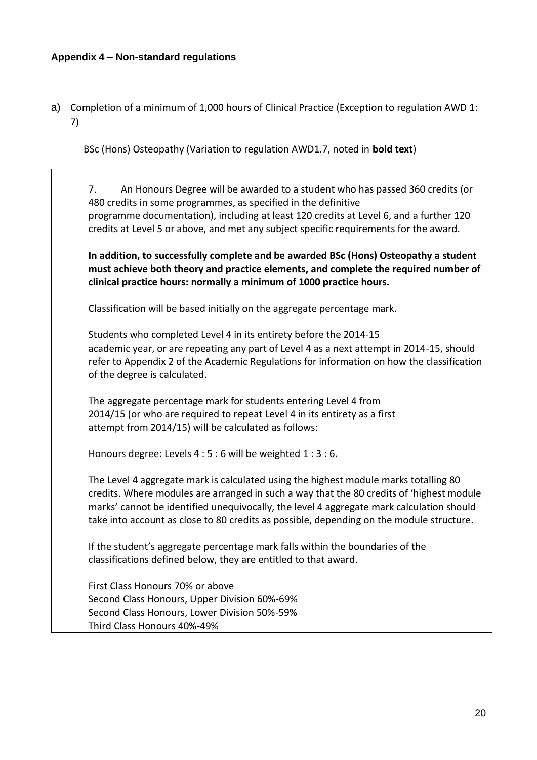#### Appendix 4 – Non-standard regulations

a) Completion of a minimum of 1,000 hours of Clinical Practice (Exception to regulation AWD 1: 7)

BSc (Hons) Osteopathy (Variation to regulation AWD1.7, noted in **bold text**)

7. An Honours Degree will be awarded to a student who has passed 360 credits (or 480 credits in some programmes), as specified in the definitive programme documentation), including at least 120 credits at Level 6, and a further 120 credits at Level 5 or above, and met any subject specific requirements for the award.

**In addition, to successfully complete and be awarded BSc (Hons) Osteopathy a student must achieve both theory and practice elements, and complete the required number of clinical practice hours: normally a minimum of 1000 practice hours.**

Classification will be based initially on the aggregate percentage mark.

Students who completed Level 4 in its entirety before the 2014-15 academic year, or are repeating any part of Level 4 as a next attempt in 2014-15, should refer to Appendix 2 of the Academic Regulations for information on how the classification of the degree is calculated.

The aggregate percentage mark for students entering Level 4 from 2014/15 (or who are required to repeat Level 4 in its entirety as a first attempt from 2014/15) will be calculated as follows:

Honours degree: Levels 4 : 5 : 6 will be weighted 1 : 3 : 6.

The Level 4 aggregate mark is calculated using the highest module marks totalling 80 credits. Where modules are arranged in such a way that the 80 credits of 'highest module marks' cannot be identified unequivocally, the level 4 aggregate mark calculation should take into account as close to 80 credits as possible, depending on the module structure.

If the student's aggregate percentage mark falls within the boundaries of the classifications defined below, they are entitled to that award.

First Class Honours 70% or above
Second Class Honours, Upper Division 60%-69%
Second Class Honours, Lower Division 50%-59%
Third Class Honours 40%-49%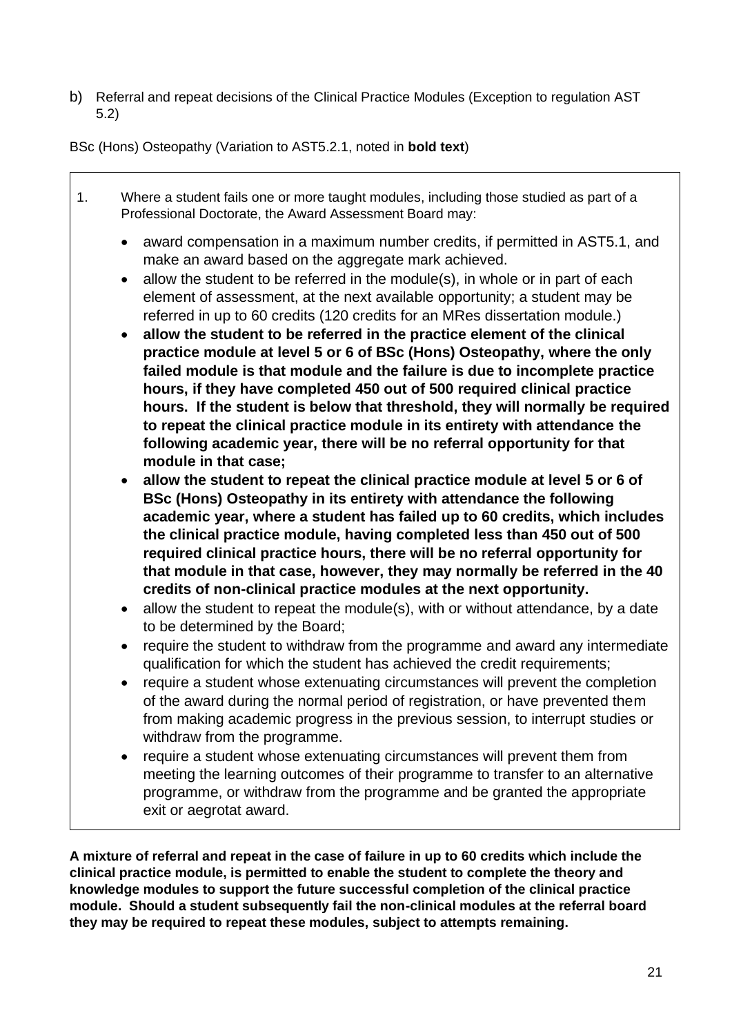b) Referral and repeat decisions of the Clinical Practice Modules (Exception to regulation AST 5.2)

BSc (Hons) Osteopathy (Variation to AST5.2.1, noted in **bold text**)

1. Where a student fails one or more taught modules, including those studied as part of a Professional Doctorate, the Award Assessment Board may:

    - award compensation in a maximum number credits, if permitted in AST5.1, and make an award based on the aggregate mark achieved.
    - allow the student to be referred in the module(s), in whole or in part of each element of assessment, at the next available opportunity; a student may be referred in up to 60 credits (120 credits for an MRes dissertation module.)
    - **allow the student to be referred in the practice element of the clinical practice module at level 5 or 6 of BSc (Hons) Osteopathy, where the only failed module is that module and the failure is due to incomplete practice hours, if they have completed 450 out of 500 required clinical practice hours. If the student is below that threshold, they will normally be required to repeat the clinical practice module in its entirety with attendance the following academic year, there will be no referral opportunity for that module in that case;**
    - **allow the student to repeat the clinical practice module at level 5 or 6 of BSc (Hons) Osteopathy in its entirety with attendance the following academic year, where a student has failed up to 60 credits, which includes the clinical practice module, having completed less than 450 out of 500 required clinical practice hours, there will be no referral opportunity for that module in that case, however, they may normally be referred in the 40 credits of non-clinical practice modules at the next opportunity.**
    - allow the student to repeat the module(s), with or without attendance, by a date to be determined by the Board;
    - require the student to withdraw from the programme and award any intermediate qualification for which the student has achieved the credit requirements;
    - require a student whose extenuating circumstances will prevent the completion of the award during the normal period of registration, or have prevented them from making academic progress in the previous session, to interrupt studies or withdraw from the programme.
    - require a student whose extenuating circumstances will prevent them from meeting the learning outcomes of their programme to transfer to an alternative programme, or withdraw from the programme and be granted the appropriate exit or aegrotat award.

**A mixture of referral and repeat in the case of failure in up to 60 credits which include the clinical practice module, is permitted to enable the student to complete the theory and knowledge modules to support the future successful completion of the clinical practice module. Should a student subsequently fail the non-clinical modules at the referral board they may be required to repeat these modules, subject to attempts remaining.**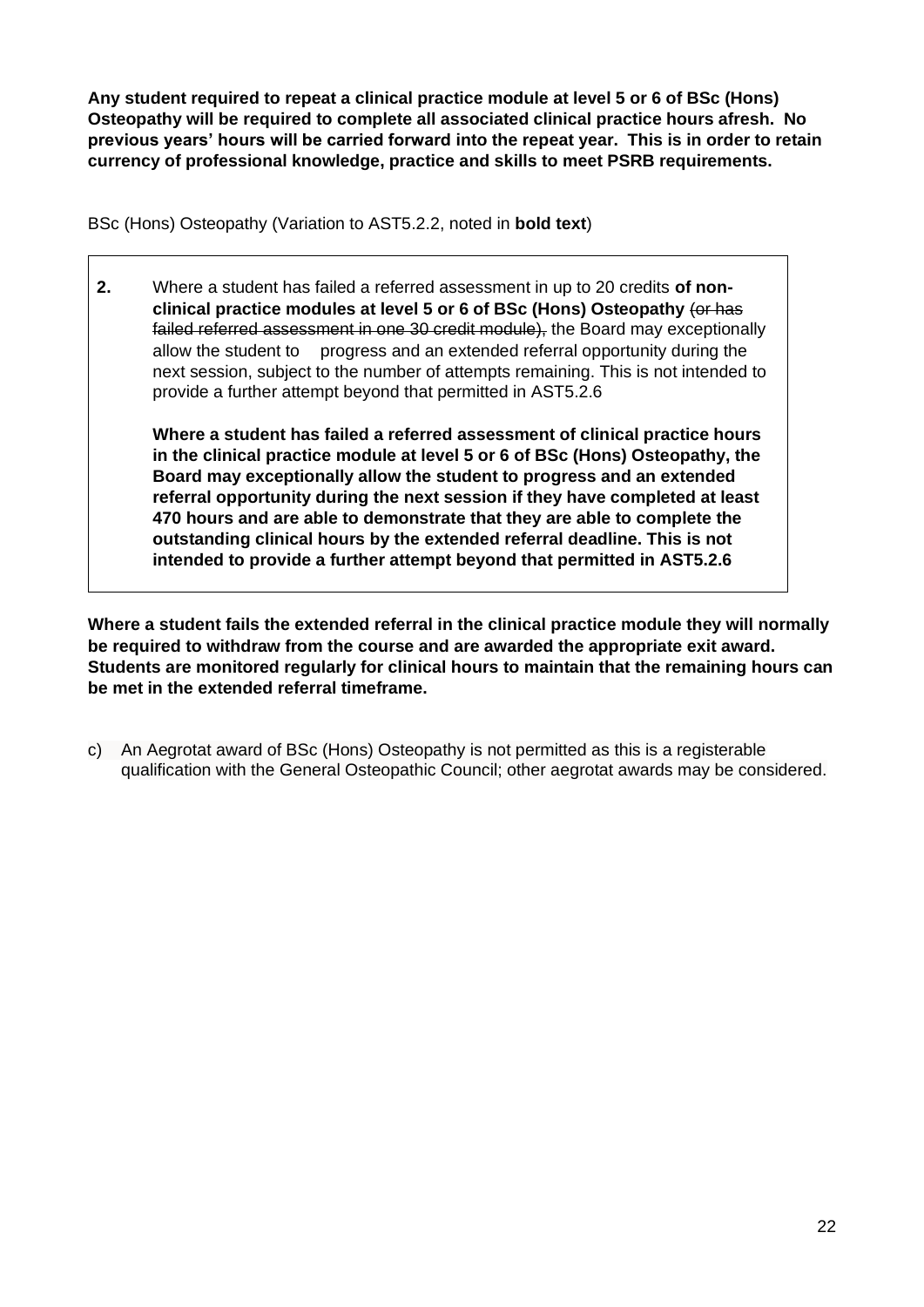**Any student required to repeat a clinical practice module at level 5 or 6 of BSc (Hons) Osteopathy will be required to complete all associated clinical practice hours afresh. No previous years' hours will be carried forward into the repeat year. This is in order to retain currency of professional knowledge, practice and skills to meet PSRB requirements.**

BSc (Hons) Osteopathy (Variation to AST5.2.2, noted in **bold text**)

> **2.** Where a student has failed a referred assessment in up to 20 credits **of non-clinical practice modules at level 5 or 6 of BSc (Hons) Osteopathy** ~~(or has failed referred assessment in one 30 credit module),~~ the Board may exceptionally allow the student to progress and an extended referral opportunity during the next session, subject to the number of attempts remaining. This is not intended to provide a further attempt beyond that permitted in AST5.2.6
>
> **Where a student has failed a referred assessment of clinical practice hours in the clinical practice module at level 5 or 6 of BSc (Hons) Osteopathy, the Board may exceptionally allow the student to progress and an extended referral opportunity during the next session if they have completed at least 470 hours and are able to demonstrate that they are able to complete the outstanding clinical hours by the extended referral deadline. This is not intended to provide a further attempt beyond that permitted in AST5.2.6**

**Where a student fails the extended referral in the clinical practice module they will normally be required to withdraw from the course and are awarded the appropriate exit award. Students are monitored regularly for clinical hours to maintain that the remaining hours can be met in the extended referral timeframe.**

c) An Aegrotat award of BSc (Hons) Osteopathy is not permitted as this is a registerable qualification with the General Osteopathic Council; other aegrotat awards may be considered.